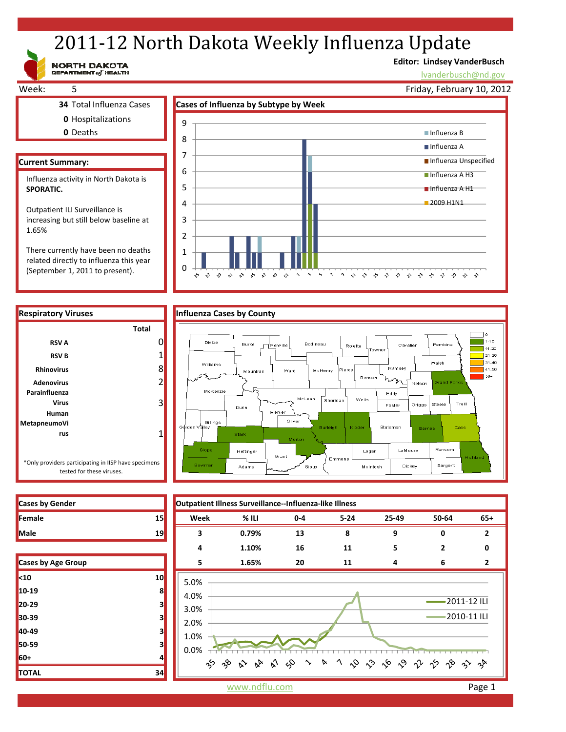# 2011-12 North Dakota Weekly Influenza Update

NORTH DAKOTA DEPARTMENT of HEALTH

**Editor: Lindsey VanderBusch**
lvanderbusch@nd.gov

Week: 5

Friday, February 10, 2012

**34** Total Influenza Cases
**0** Hospitalizations
**0** Deaths

## Current Summary:

Influenza activity in North Dakota is **SPORATIC.**

Outpatient ILI Surveillance is increasing but still below baseline at 1.65%

There currently have been no deaths related directly to influenza this year (September 1, 2011 to present).

## Cases of Influenza by Subtype by Week

## Respiratory Viruses

| | Total |
|---|---|
| RSV A | 0 |
| RSV B | 1 |
| Rhinovirus | 8 |
| Adenovirus | 2 |
| Parainfluenza Virus | 3 |
| Human MetapneumoVirus | 1 |

*Only providers participating in IISP have specimens tested for these viruses.

## Influenza Cases by County

## Cases by Gender

| | |
|---|---|
| Female | 15 |
| Male | 19 |

## Cases by Age Group

| | |
|---|---|
| <10 | 10 |
| 10-19 | 8 |
| 20-29 | 3 |
| 30-39 | 3 |
| 40-49 | 3 |
| 50-59 | 3 |
| 60+ | 4 |
| TOTAL | 34 |

## Outpatient Illness Surveillance--Influenza-like Illness

| Week | % ILI | 0-4 | 5-24 | 25-49 | 50-64 | 65+ |
|---|---|---|---|---|---|---|
| 3 | 0.79% | 13 | 8 | 9 | 0 | 2 |
| 4 | 1.10% | 16 | 11 | 5 | 2 | 0 |
| 5 | 1.65% | 20 | 11 | 4 | 6 | 2 |

www.ndflu.com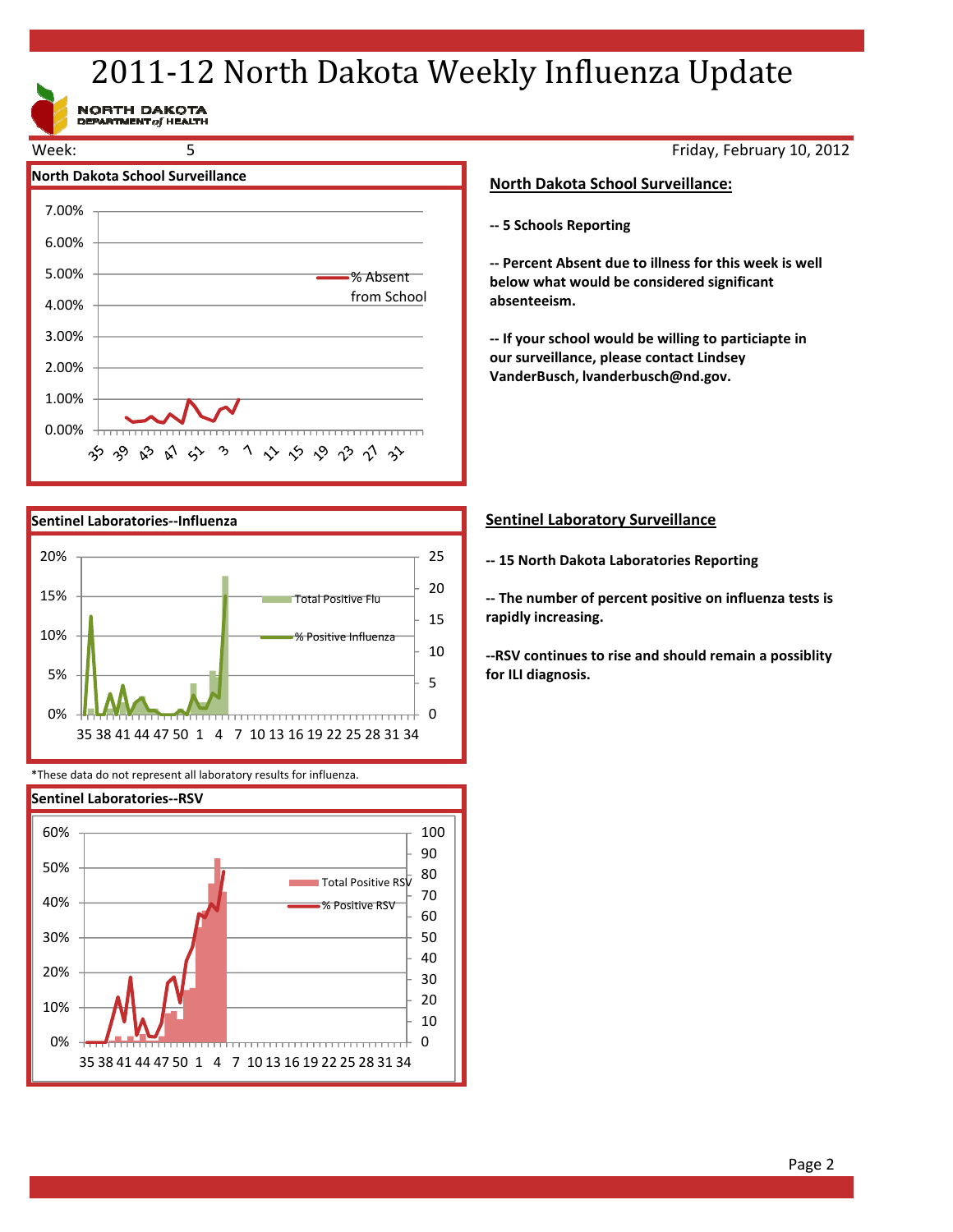# 2011-12 North Dakota Weekly Influenza Update

NORTH DAKOTA DEPARTMENT *of* HEALTH

Week: 5

Friday, February 10, 2012

**North Dakota School Surveillance**

**Sentinel Laboratories--Influenza**

*These data do not represent all laboratory results for influenza.

**Sentinel Laboratories--RSV**

## North Dakota School Surveillance:

**-- 5 Schools Reporting**

**-- Percent Absent due to illness for this week is well below what would be considered significant absenteeism.**

**-- If your school would be willing to particiapte in our surveillance, please contact Lindsey VanderBusch, lvanderbusch@nd.gov.**

## Sentinel Laboratory Surveillance

**-- 15 North Dakota Laboratories Reporting**

**-- The number of percent positive on influenza tests is rapidly increasing.**

**--RSV continues to rise and should remain a possiblity for ILI diagnosis.**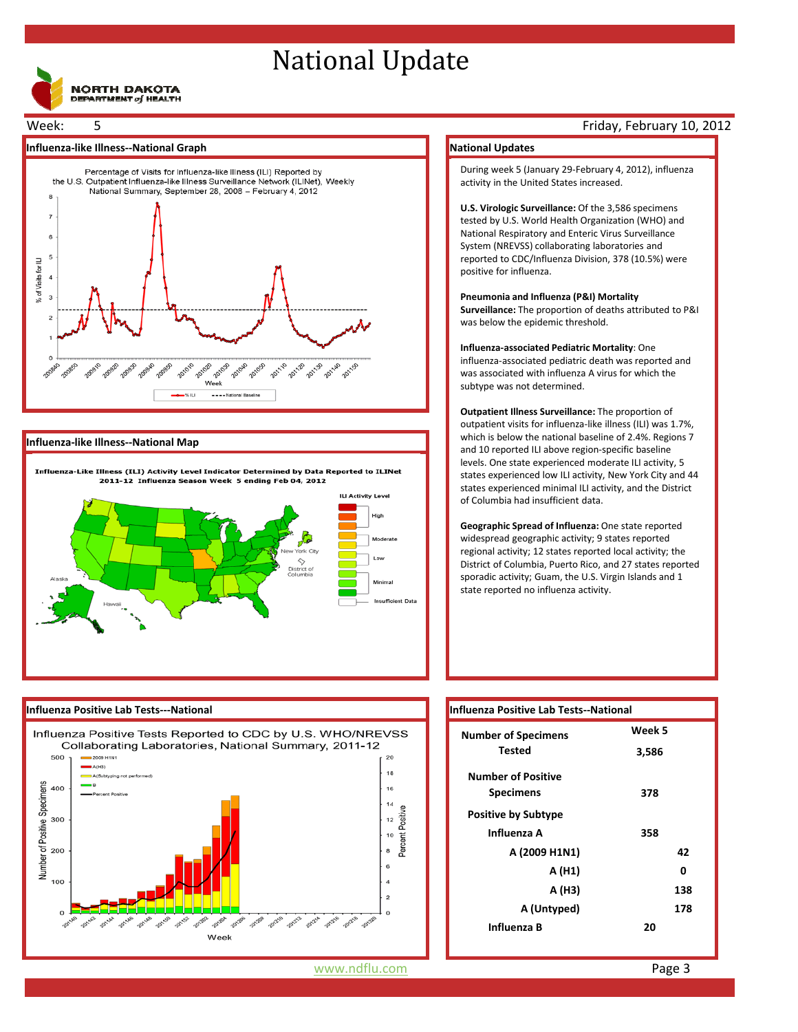# National Update

NORTH DAKOTA DEPARTMENT of HEALTH

Week: 5

Friday, February 10, 2012

## Influenza-like Illness--National Graph

Percentage of Visits for Influenza-like Illness (ILI) Reported by the U.S. Outpatient Influenza-like Illness Surveillance Network (ILINet), Weekly National Summary, September 28, 2008 – February 4, 2012

% of Visits for ILI

Week

% ILI
National Baseline

## National Updates

During week 5 (January 29-February 4, 2012), influenza activity in the United States increased.

**U.S. Virologic Surveillance:** Of the 3,586 specimens tested by U.S. World Health Organization (WHO) and National Respiratory and Enteric Virus Surveillance System (NREVSS) collaborating laboratories and reported to CDC/Influenza Division, 378 (10.5%) were positive for influenza.

**Pneumonia and Influenza (P&I) Mortality Surveillance:** The proportion of deaths attributed to P&I was below the epidemic threshold.

**Influenza-associated Pediatric Mortality**: One influenza-associated pediatric death was reported and was associated with influenza A virus for which the subtype was not determined.

**Outpatient Illness Surveillance:** The proportion of outpatient visits for influenza-like illness (ILI) was 1.7%, which is below the national baseline of 2.4%. Regions 7 and 10 reported ILI above region-specific baseline levels. One state experienced moderate ILI activity, 5 states experienced low ILI activity, New York City and 44 states experienced minimal ILI activity, and the District of Columbia had insufficient data.

**Geographic Spread of Influenza:** One state reported widespread geographic activity; 9 states reported regional activity; 12 states reported local activity; the District of Columbia, Puerto Rico, and 27 states reported sporadic activity; Guam, the U.S. Virgin Islands and 1 state reported no influenza activity.

## Influenza-like Illness--National Map

Influenza-Like Illness (ILI) Activity Level Indicator Determined by Data Reported to ILINet
2011-12 Influenza Season Week 5 ending Feb 04, 2012

ILI Activity Level: High, Moderate, Low, Minimal, Insufficient Data

Alaska, Hawaii, New York City, District of Columbia

## Influenza Positive Lab Tests---National

Influenza Positive Tests Reported to CDC by U.S. WHO/NREVSS Collaborating Laboratories, National Summary, 2011-12

Number of Positive Specimens

Percent Positive

2009 H1N1
A(H3)
A(Subtyping not performed)
B
Percent Positive

Week

## Influenza Positive Lab Tests--National

| | Week 5 | |
|---|---|---|
| Number of Specimens Tested | 3,586 | |
| Number of Positive Specimens | 378 | |
| Positive by Subtype | | |
| Influenza A | 358 | |
| A (2009 H1N1) | | 42 |
| A (H1) | | 0 |
| A (H3) | | 138 |
| A (Untyped) | | 178 |
| Influenza B | 20 | |

www.ndflu.com